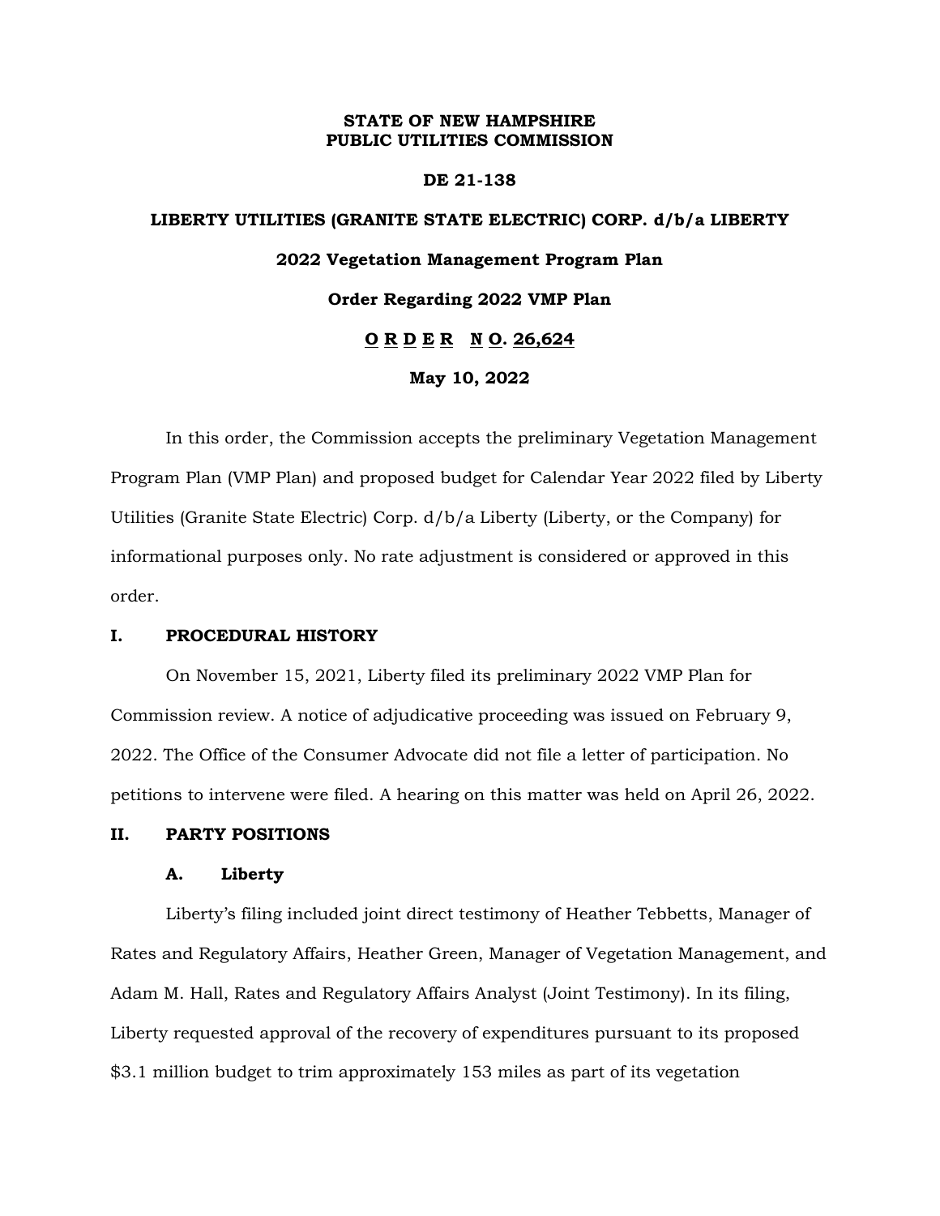**STATE OF NEW HAMPSHIRE**
**PUBLIC UTILITIES COMMISSION**

**DE 21-138**

**LIBERTY UTILITIES (GRANITE STATE ELECTRIC) CORP. d/b/a LIBERTY**

**2022 Vegetation Management Program Plan**

**Order Regarding 2022 VMP Plan**

**O R D E R N O. 26,624**

**May 10, 2022**

In this order, the Commission accepts the preliminary Vegetation Management Program Plan (VMP Plan) and proposed budget for Calendar Year 2022 filed by Liberty Utilities (Granite State Electric) Corp. d/b/a Liberty (Liberty, or the Company) for informational purposes only. No rate adjustment is considered or approved in this order.

## I. PROCEDURAL HISTORY

On November 15, 2021, Liberty filed its preliminary 2022 VMP Plan for Commission review. A notice of adjudicative proceeding was issued on February 9, 2022. The Office of the Consumer Advocate did not file a letter of participation. No petitions to intervene were filed. A hearing on this matter was held on April 26, 2022.

## II. PARTY POSITIONS

### A. Liberty

Liberty's filing included joint direct testimony of Heather Tebbetts, Manager of Rates and Regulatory Affairs, Heather Green, Manager of Vegetation Management, and Adam M. Hall, Rates and Regulatory Affairs Analyst (Joint Testimony). In its filing, Liberty requested approval of the recovery of expenditures pursuant to its proposed $3.1 million budget to trim approximately 153 miles as part of its vegetation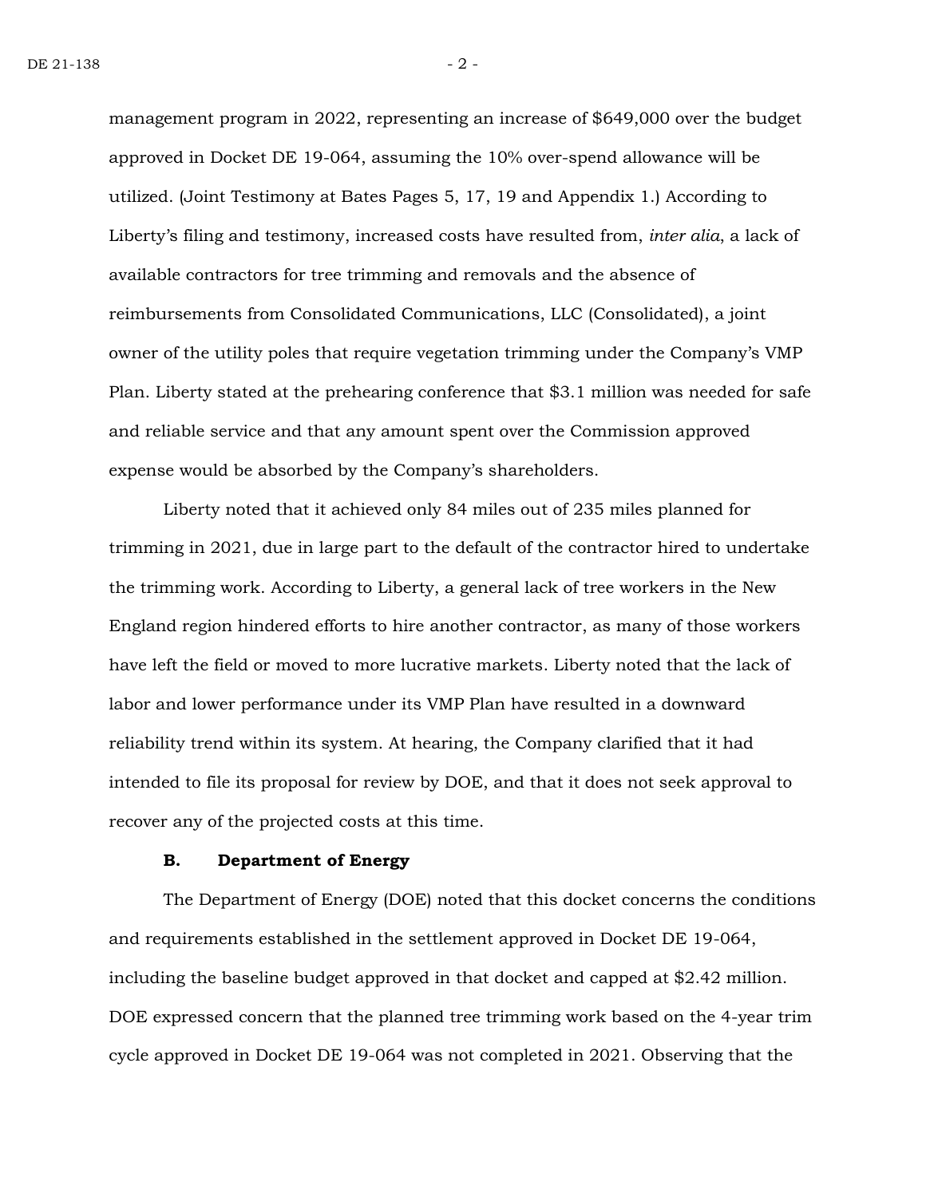management program in 2022, representing an increase of $649,000 over the budget approved in Docket DE 19-064, assuming the 10% over-spend allowance will be utilized. (Joint Testimony at Bates Pages 5, 17, 19 and Appendix 1.) According to Liberty's filing and testimony, increased costs have resulted from, *inter alia*, a lack of available contractors for tree trimming and removals and the absence of reimbursements from Consolidated Communications, LLC (Consolidated), a joint owner of the utility poles that require vegetation trimming under the Company's VMP Plan. Liberty stated at the prehearing conference that $3.1 million was needed for safe and reliable service and that any amount spent over the Commission approved expense would be absorbed by the Company's shareholders.

Liberty noted that it achieved only 84 miles out of 235 miles planned for trimming in 2021, due in large part to the default of the contractor hired to undertake the trimming work. According to Liberty, a general lack of tree workers in the New England region hindered efforts to hire another contractor, as many of those workers have left the field or moved to more lucrative markets. Liberty noted that the lack of labor and lower performance under its VMP Plan have resulted in a downward reliability trend within its system. At hearing, the Company clarified that it had intended to file its proposal for review by DOE, and that it does not seek approval to recover any of the projected costs at this time.

### B. Department of Energy

The Department of Energy (DOE) noted that this docket concerns the conditions and requirements established in the settlement approved in Docket DE 19-064, including the baseline budget approved in that docket and capped at $2.42 million. DOE expressed concern that the planned tree trimming work based on the 4-year trim cycle approved in Docket DE 19-064 was not completed in 2021. Observing that the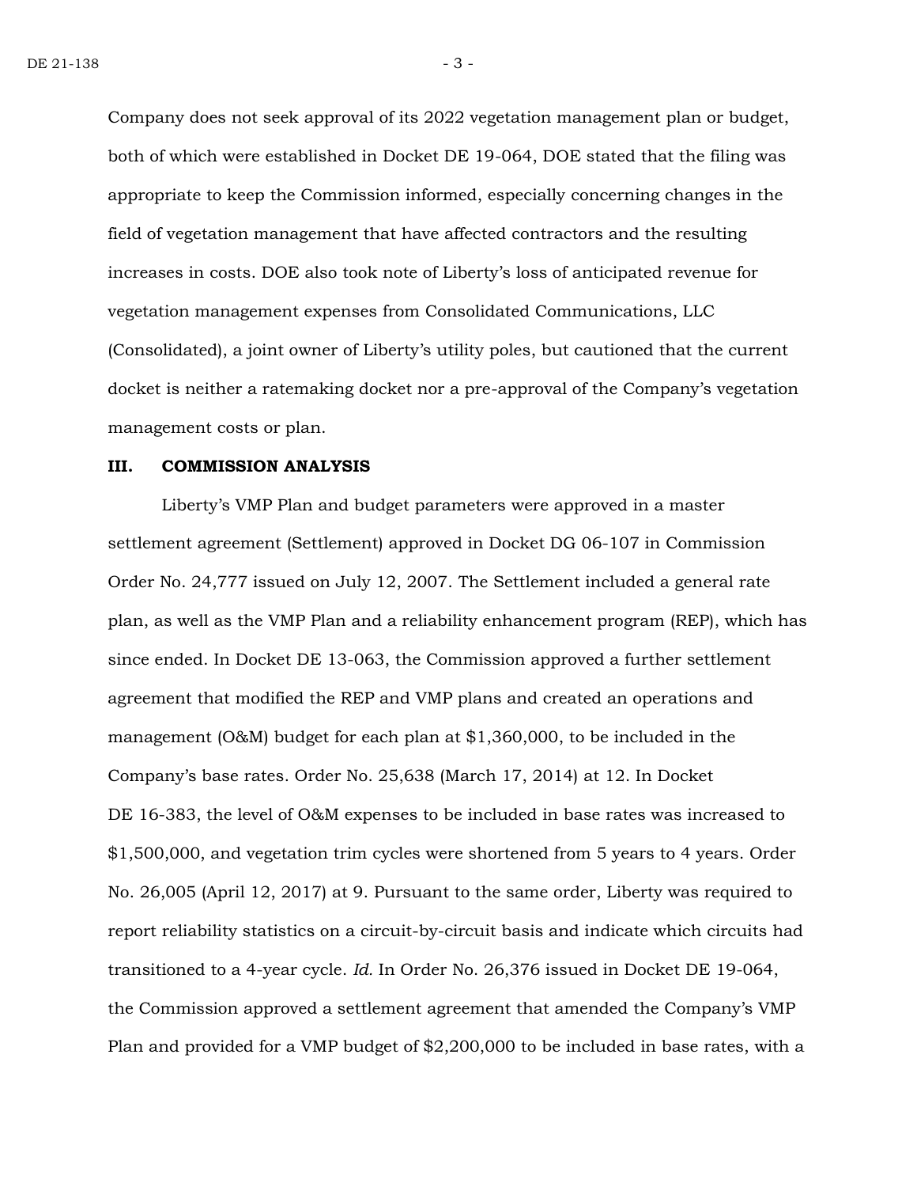Company does not seek approval of its 2022 vegetation management plan or budget, both of which were established in Docket DE 19-064, DOE stated that the filing was appropriate to keep the Commission informed, especially concerning changes in the field of vegetation management that have affected contractors and the resulting increases in costs. DOE also took note of Liberty's loss of anticipated revenue for vegetation management expenses from Consolidated Communications, LLC (Consolidated), a joint owner of Liberty's utility poles, but cautioned that the current docket is neither a ratemaking docket nor a pre-approval of the Company's vegetation management costs or plan.

## III. COMMISSION ANALYSIS

Liberty's VMP Plan and budget parameters were approved in a master settlement agreement (Settlement) approved in Docket DG 06-107 in Commission Order No. 24,777 issued on July 12, 2007. The Settlement included a general rate plan, as well as the VMP Plan and a reliability enhancement program (REP), which has since ended. In Docket DE 13-063, the Commission approved a further settlement agreement that modified the REP and VMP plans and created an operations and management (O&M) budget for each plan at $1,360,000, to be included in the Company's base rates. Order No. 25,638 (March 17, 2014) at 12. In Docket DE 16-383, the level of O&M expenses to be included in base rates was increased to $1,500,000, and vegetation trim cycles were shortened from 5 years to 4 years. Order No. 26,005 (April 12, 2017) at 9. Pursuant to the same order, Liberty was required to report reliability statistics on a circuit-by-circuit basis and indicate which circuits had transitioned to a 4-year cycle. *Id.* In Order No. 26,376 issued in Docket DE 19-064, the Commission approved a settlement agreement that amended the Company's VMP Plan and provided for a VMP budget of $2,200,000 to be included in base rates, with a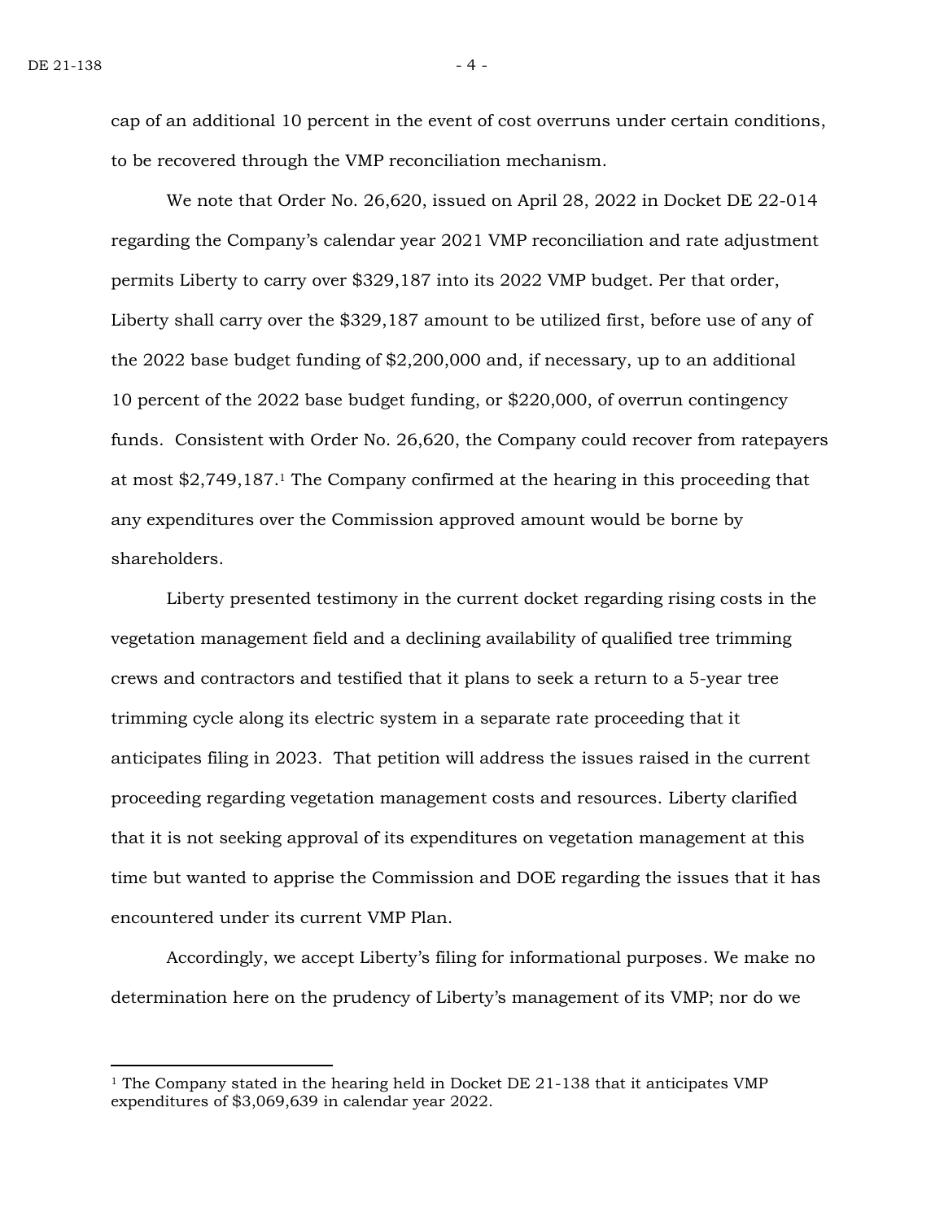cap of an additional 10 percent in the event of cost overruns under certain conditions, to be recovered through the VMP reconciliation mechanism.

We note that Order No. 26,620, issued on April 28, 2022 in Docket DE 22-014 regarding the Company's calendar year 2021 VMP reconciliation and rate adjustment permits Liberty to carry over $329,187 into its 2022 VMP budget. Per that order, Liberty shall carry over the $329,187 amount to be utilized first, before use of any of the 2022 base budget funding of $2,200,000 and, if necessary, up to an additional 10 percent of the 2022 base budget funding, or $220,000, of overrun contingency funds. Consistent with Order No. 26,620, the Company could recover from ratepayers at most $2,749,187.[1] The Company confirmed at the hearing in this proceeding that any expenditures over the Commission approved amount would be borne by shareholders.

Liberty presented testimony in the current docket regarding rising costs in the vegetation management field and a declining availability of qualified tree trimming crews and contractors and testified that it plans to seek a return to a 5-year tree trimming cycle along its electric system in a separate rate proceeding that it anticipates filing in 2023. That petition will address the issues raised in the current proceeding regarding vegetation management costs and resources. Liberty clarified that it is not seeking approval of its expenditures on vegetation management at this time but wanted to apprise the Commission and DOE regarding the issues that it has encountered under its current VMP Plan.

Accordingly, we accept Liberty's filing for informational purposes. We make no determination here on the prudency of Liberty's management of its VMP; nor do we

---

[1] The Company stated in the hearing held in Docket DE 21-138 that it anticipates VMP expenditures of $3,069,639 in calendar year 2022.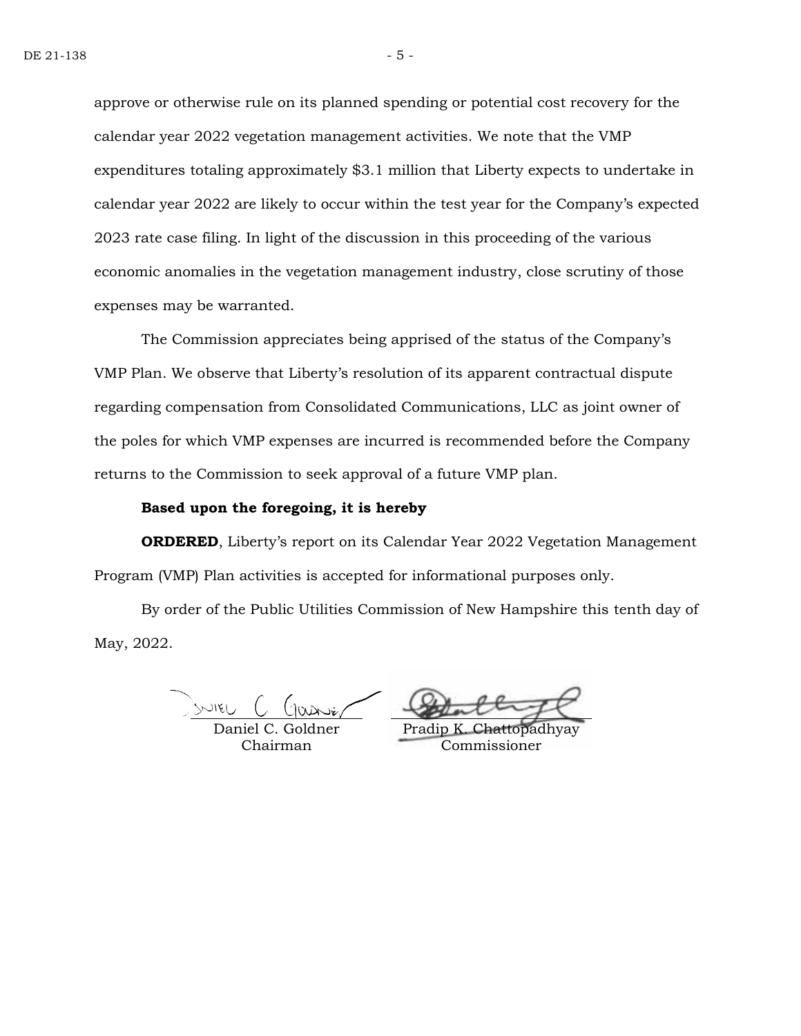approve or otherwise rule on its planned spending or potential cost recovery for the calendar year 2022 vegetation management activities. We note that the VMP expenditures totaling approximately $3.1 million that Liberty expects to undertake in calendar year 2022 are likely to occur within the test year for the Company's expected 2023 rate case filing. In light of the discussion in this proceeding of the various economic anomalies in the vegetation management industry, close scrutiny of those expenses may be warranted.

The Commission appreciates being apprised of the status of the Company's VMP Plan. We observe that Liberty's resolution of its apparent contractual dispute regarding compensation from Consolidated Communications, LLC as joint owner of the poles for which VMP expenses are incurred is recommended before the Company returns to the Commission to seek approval of a future VMP plan.

**Based upon the foregoing, it is hereby**

**ORDERED**, Liberty's report on its Calendar Year 2022 Vegetation Management Program (VMP) Plan activities is accepted for informational purposes only.

By order of the Public Utilities Commission of New Hampshire this tenth day of May, 2022.

| | |
|---|---|
| Daniel C. Goldner<br>Chairman | Pradip K. Chattopadhyay<br>Commissioner |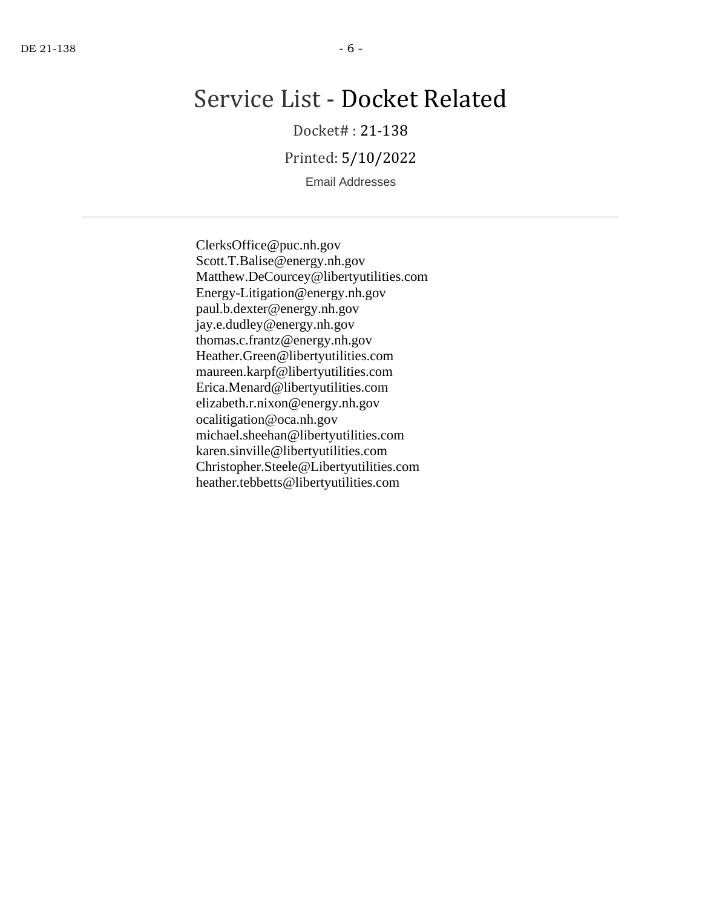# Service List - Docket Related

Docket# : 21-138

Printed: 5/10/2022

Email Addresses

---

ClerksOffice@puc.nh.gov
Scott.T.Balise@energy.nh.gov
Matthew.DeCourcey@libertyutilities.com
Energy-Litigation@energy.nh.gov
paul.b.dexter@energy.nh.gov
jay.e.dudley@energy.nh.gov
thomas.c.frantz@energy.nh.gov
Heather.Green@libertyutilities.com
maureen.karpf@libertyutilities.com
Erica.Menard@libertyutilities.com
elizabeth.r.nixon@energy.nh.gov
ocalitigation@oca.nh.gov
michael.sheehan@libertyutilities.com
karen.sinville@libertyutilities.com
Christopher.Steele@Libertyutilities.com
heather.tebbetts@libertyutilities.com